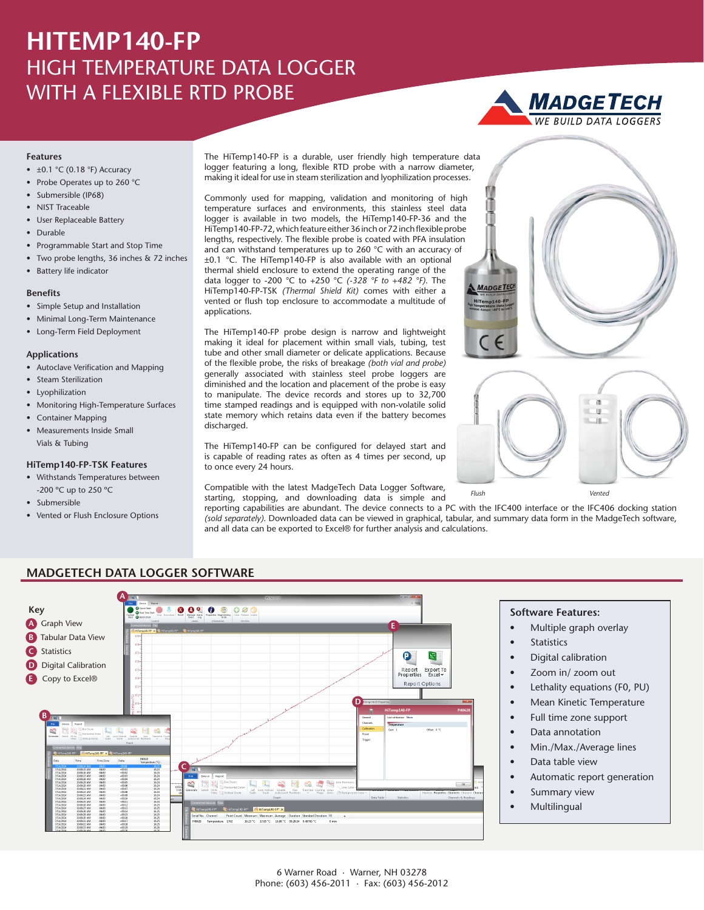# HITEMP140-FP

## HIGH TEMPERATURE DATA LOGGER WITH A FLEXIBLE RTD PROBE

MADGETECH
WE BUILD DATA LOGGERS

### Features

- ±0.1 °C (0.18 °F) Accuracy
- Probe Operates up to 260 °C
- Submersible (IP68)
- NIST Traceable
- User Replaceable Battery
- Durable
- Programmable Start and Stop Time
- Two probe lengths, 36 inches & 72 inches
- Battery life indicator

### Benefits

- Simple Setup and Installation
- Minimal Long-Term Maintenance
- Long-Term Field Deployment

### Applications

- Autoclave Verification and Mapping
- Steam Sterilization
- Lyophilization
- Monitoring High-Temperature Surfaces
- Container Mapping
- Measurements Inside Small Vials & Tubing

### HiTemp140-FP-TSK Features

- Withstands Temperatures between -200 °C up to 250 °C
- Submersible
- Vented or Flush Enclosure Options

The HiTemp140-FP is a durable, user friendly high temperature data logger featuring a long, flexible RTD probe with a narrow diameter, making it ideal for use in steam sterilization and lyophilization processes.

Commonly used for mapping, validation and monitoring of high temperature surfaces and environments, this stainless steel data logger is available in two models, the HiTemp140-FP-36 and the HiTemp140-FP-72, which feature either 36 inch or 72 inch flexible probe lengths, respectively. The flexible probe is coated with PFA insulation and can withstand temperatures up to 260 °C with an accuracy of ±0.1 °C. The HiTemp140-FP is also available with an optional thermal shield enclosure to extend the operating range of the data logger to -200 °C to +250 °C *(-328 °F to +482 °F)*. The HiTemp140-FP-TSK *(Thermal Shield Kit)* comes with either a vented or flush top enclosure to accommodate a multitude of applications.

The HiTemp140-FP probe design is narrow and lightweight making it ideal for placement within small vials, tubing, test tube and other small diameter or delicate applications. Because of the flexible probe, the risks of breakage *(both vial and probe)* generally associated with stainless steel probe loggers are diminished and the location and placement of the probe is easy to manipulate. The device records and stores up to 32,700 time stamped readings and is equipped with non-volatile solid state memory which retains data even if the battery becomes discharged.

The HiTemp140-FP can be configured for delayed start and is capable of reading rates as often as 4 times per second, up to once every 24 hours.

Flush — Vented

Compatible with the latest MadgeTech Data Logger Software, starting, stopping, and downloading data is simple and reporting capabilities are abundant. The device connects to a PC with the IFC400 interface or the IFC406 docking station *(sold separately)*. Downloaded data can be viewed in graphical, tabular, and summary data form in the MadgeTech software, and all data can be exported to Excel® for further analysis and calculations.

## MADGETECH DATA LOGGER SOFTWARE

**Key**

- A Graph View
- B Tabular Data View
- C Statistics
- D Digital Calibration
- E Copy to Excel®

**Software Features:**

- Multiple graph overlay
- Statistics
- Digital calibration
- Zoom in/ zoom out
- Lethality equations (F0, PU)
- Mean Kinetic Temperature
- Full time zone support
- Data annotation
- Min./Max./Average lines
- Data table view
- Automatic report generation
- Summary view
- Multilingual

6 Warner Road · Warner, NH 03278
Phone: (603) 456-2011 · Fax: (603) 456-2012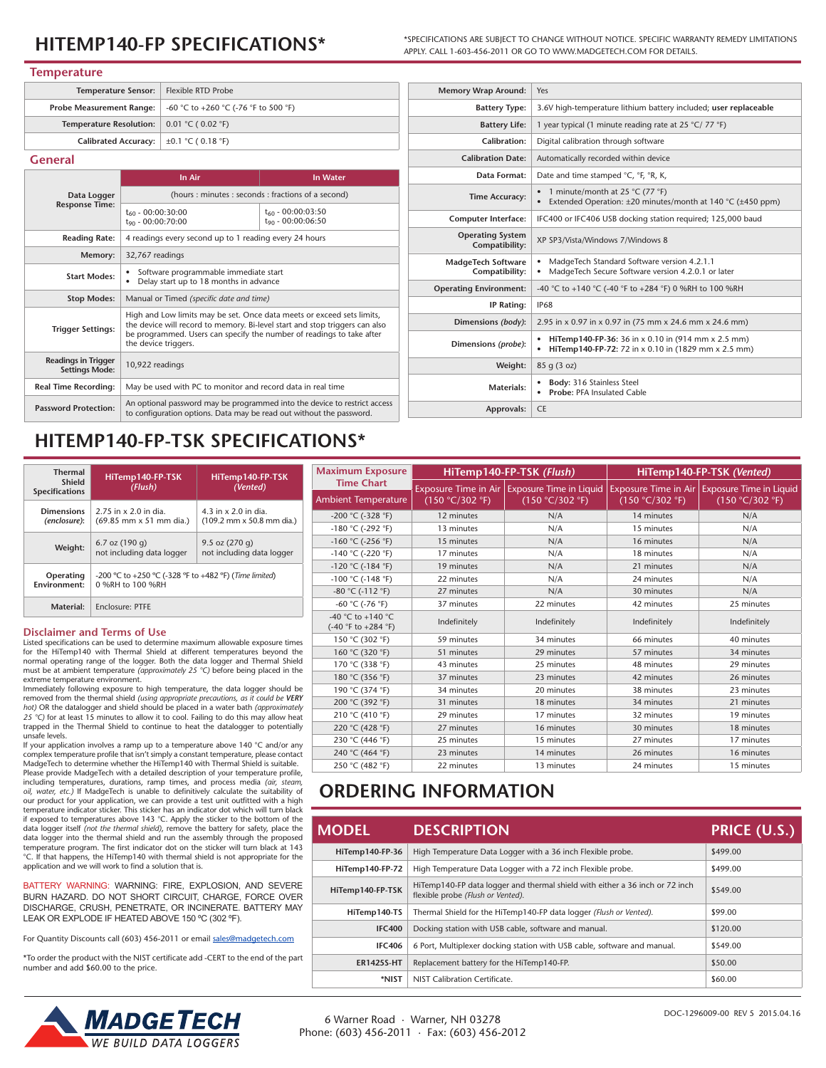# HITEMP140-FP SPECIFICATIONS*

*SPECIFICATIONS ARE SUBJECT TO CHANGE WITHOUT NOTICE. SPECIFIC WARRANTY REMEDY LIMITATIONS APPLY. CALL 1-603-456-2011 OR GO TO WWW.MADGETECH.COM FOR DETAILS.

## Temperature

| | |
|---|---|
| **Temperature Sensor:** | Flexible RTD Probe |
| **Probe Measurement Range:** | -60 °C to +260 °C (-76 °F to 500 °F) |
| **Temperature Resolution:** | 0.01 °C ( 0.02 °F) |
| **Calibrated Accuracy:** | ±0.1 °C ( 0.18 °F) |

## General

| | In Air | In Water |
|---|---|---|
| **Data Logger Response Time:** | (hours : minutes : seconds : fractions of a second) | |
| | $t_{60}$ - 00:00:30:00<br>$t_{90}$ - 00:00:70:00 | $t_{60}$ - 00:00:03:50<br>$t_{90}$ - 00:00:06:50 |
| **Reading Rate:** | 4 readings every second up to 1 reading every 24 hours | |
| **Memory:** | 32,767 readings | |
| **Start Modes:** | • Software programmable immediate start<br>• Delay start up to 18 months in advance | |
| **Stop Modes:** | Manual or Timed *(specific date and time)* | |
| **Trigger Settings:** | High and Low limits may be set. Once data meets or exceed sets limits, the device will record to memory. Bi-level start and stop triggers can also be programmed. Users can specify the number of readings to take after the device triggers. | |
| **Readings in Trigger Settings Mode:** | 10,922 readings | |
| **Real Time Recording:** | May be used with PC to monitor and record data in real time | |
| **Password Protection:** | An optional password may be programmed into the device to restrict access to configuration options. Data may be read out without the password. | |

| | |
|---|---|
| **Memory Wrap Around:** | Yes |
| **Battery Type:** | 3.6V high-temperature lithium battery included; **user replaceable** |
| **Battery Life:** | 1 year typical (1 minute reading rate at 25 °C/ 77 °F) |
| **Calibration:** | Digital calibration through software |
| **Calibration Date:** | Automatically recorded within device |
| **Data Format:** | Date and time stamped °C, °F, °R, K, |
| **Time Accuracy:** | • 1 minute/month at 25 °C (77 °F)<br>• Extended Operation: ±20 minutes/month at 140 °C (±450 ppm) |
| **Computer Interface:** | IFC400 or IFC406 USB docking station required; 125,000 baud |
| **Operating System Compatibility:** | XP SP3/Vista/Windows 7/Windows 8 |
| **MadgeTech Software Compatibility:** | • MadgeTech Standard Software version 4.2.1.1<br>• MadgeTech Secure Software version 4.2.0.1 or later |
| **Operating Environment:** | -40 °C to +140 °C (-40 °F to +284 °F) 0 %RH to 100 %RH |
| **IP Rating:** | IP68 |
| **Dimensions *(body)*:** | 2.95 in x 0.97 in x 0.97 in (75 mm x 24.6 mm x 24.6 mm) |
| **Dimensions *(probe)*:** | • **HiTemp140-FP-36:** 36 in x 0.10 in (914 mm x 2.5 mm)<br>• **HiTemp140-FP-72:** 72 in x 0.10 in (1829 mm x 2.5 mm) |
| **Weight:** | 85 g (3 oz) |
| **Materials:** | • **Body:** 316 Stainless Steel<br>• **Probe:** PFA Insulated Cable |
| **Approvals:** | CE |

# HITEMP140-FP-TSK SPECIFICATIONS*

| Thermal Shield Specifications | HiTemp140-FP-TSK *(Flush)* | HiTemp140-FP-TSK *(Vented)* |
|---|---|---|
| **Dimensions *(enclosure)*:** | 2.75 in x 2.0 in dia. (69.85 mm x 51 mm dia.) | 4.3 in x 2.0 in dia. (109.2 mm x 50.8 mm dia.) |
| **Weight:** | 6.7 oz (190 g) not including data logger | 9.5 oz (270 g) not including data logger |
| **Operating Environment:** | -200 °C to +250 °C (-328 °F to +482 °F) *(Time limited)* 0 %RH to 100 %RH | |
| **Material:** | Enclosure: PTFE | |

| Maximum Exposure Time Chart | HiTemp140-FP-TSK *(Flush)* | | HiTemp140-FP-TSK *(Vented)* | |
|---|---|---|---|---|
| Ambient Temperature | Exposure Time in Air (150 °C/302 °F) | Exposure Time in Liquid (150 °C/302 °F) | Exposure Time in Air (150 °C/302 °F) | Exposure Time in Liquid (150 °C/302 °F) |
| -200 °C (-328 °F) | 12 minutes | N/A | 14 minutes | N/A |
| -180 °C (-292 °F) | 13 minutes | N/A | 15 minutes | N/A |
| -160 °C (-256 °F) | 15 minutes | N/A | 16 minutes | N/A |
| -140 °C (-220 °F) | 17 minutes | N/A | 18 minutes | N/A |
| -120 °C (-184 °F) | 19 minutes | N/A | 21 minutes | N/A |
| -100 °C (-148 °F) | 22 minutes | N/A | 24 minutes | N/A |
| -80 °C (-112 °F) | 27 minutes | N/A | 30 minutes | N/A |
| -60 °C (-76 °F) | 37 minutes | 22 minutes | 42 minutes | 25 minutes |
| -40 °C to +140 °C (-40 °F to +284 °F) | Indefinitely | Indefinitely | Indefinitely | Indefinitely |
| 150 °C (302 °F) | 59 minutes | 34 minutes | 66 minutes | 40 minutes |
| 160 °C (320 °F) | 51 minutes | 29 minutes | 57 minutes | 34 minutes |
| 170 °C (338 °F) | 43 minutes | 25 minutes | 48 minutes | 29 minutes |
| 180 °C (356 °F) | 37 minutes | 23 minutes | 42 minutes | 26 minutes |
| 190 °C (374 °F) | 34 minutes | 20 minutes | 38 minutes | 23 minutes |
| 200 °C (392 °F) | 31 minutes | 18 minutes | 34 minutes | 21 minutes |
| 210 °C (410 °F) | 29 minutes | 17 minutes | 32 minutes | 19 minutes |
| 220 °C (428 °F) | 27 minutes | 16 minutes | 30 minutes | 18 minutes |
| 230 °C (446 °F) | 25 minutes | 15 minutes | 27 minutes | 17 minutes |
| 240 °C (464 °F) | 23 minutes | 14 minutes | 26 minutes | 16 minutes |
| 250 °C (482 °F) | 22 minutes | 13 minutes | 24 minutes | 15 minutes |

## Disclaimer and Terms of Use

Listed specifications can be used to determine maximum allowable exposure times for the HiTemp140 with Thermal Shield at different temperatures beyond the normal operating range of the logger. Both the data logger and Thermal Shield must be at ambient temperature *(approximately 25 °C)* before being placed in the extreme temperature environment.

Immediately following exposure to high temperature, the data logger should be removed from the thermal shield *(using appropriate precautions, as it could be **VERY** hot)* OR the datalogger and shield should be placed in a water bath *(approximately 25 °C)* for at least 15 minutes to allow it to cool. Failing to do this may allow heat trapped in the Thermal Shield to continue to heat the datalogger to potentially unsafe levels.

If your application involves a ramp up to a temperature above 140 °C and/or any complex temperature profile that isn't simply a constant temperature, please contact MadgeTech to determine whether the HiTemp140 with Thermal Shield is suitable. Please provide MadgeTech with a detailed description of your temperature profile, including temperatures, durations, ramp times, and process media *(air, steam, oil, water, etc.)* If MadgeTech is unable to definitively calculate the suitability of our product for your application, we can provide a test unit outfitted with a high temperature indicator sticker. This sticker has an indicator dot which will turn black if exposed to temperatures above 143 °C. Apply the sticker to the bottom of the data logger itself *(not the thermal shield)*, remove the battery for safety, place the data logger into the thermal shield and run the assembly through the proposed temperature program. The first indicator dot on the sticker will turn black at 143 °C. If that happens, the HiTemp140 with thermal shield is not appropriate for the application and we will work to find a solution that is.

BATTERY WARNING: WARNING: FIRE, EXPLOSION, AND SEVERE BURN HAZARD. DO NOT SHORT CIRCUIT, CHARGE, FORCE OVER DISCHARGE, CRUSH, PENETRATE, OR INCINERATE. BATTERY MAY LEAK OR EXPLODE IF HEATED ABOVE 150 ºC (302 ºF).

For Quantity Discounts call (603) 456-2011 or email sales@madgetech.com

*To order the product with the NIST certificate add -CERT to the end of the part number and add $60.00 to the price.

# ORDERING INFORMATION

| MODEL | DESCRIPTION | PRICE (U.S.) |
|---|---|---|
| HiTemp140-FP-36 | High Temperature Data Logger with a 36 inch Flexible probe. | $499.00 |
| HiTemp140-FP-72 | High Temperature Data Logger with a 72 inch Flexible probe. | $499.00 |
| HiTemp140-FP-TSK | HiTemp140-FP data logger and thermal shield with either a 36 inch or 72 inch flexible probe *(Flush or Vented)*. | $549.00 |
| HiTemp140-TS | Thermal Shield for the HiTemp140-FP data logger *(Flush or Vented)*. | $99.00 |
| IFC400 | Docking station with USB cable, software and manual. | $120.00 |
| IFC406 | 6 Port, Multiplexer docking station with USB cable, software and manual. | $549.00 |
| ER14255-HT | Replacement battery for the HiTemp140-FP. | $50.00 |
| *NIST | NIST Calibration Certificate. | $60.00 |

MADGETECH
WE BUILD DATA LOGGERS

6 Warner Road · Warner, NH 03278
Phone: (603) 456-2011 · Fax: (603) 456-2012

DOC-1296009-00 REV 5 2015.04.16